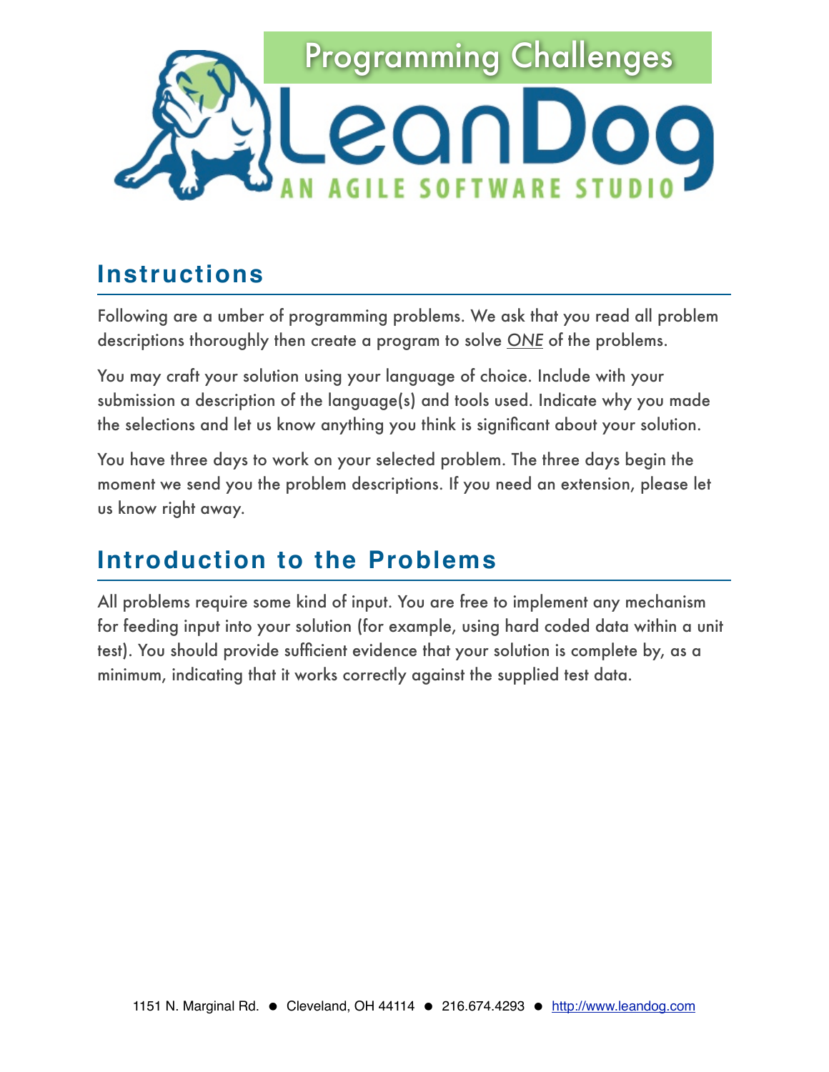Programming Challenges

LeanDog

AN AGILE SOFTWARE STUDIO

## Instructions

Following are a umber of programming problems. We ask that you read all problem descriptions thoroughly then create a program to solve *ONE* of the problems.

You may craft your solution using your language of choice. Include with your submission a description of the language(s) and tools used. Indicate why you made the selections and let us know anything you think is significant about your solution.

You have three days to work on your selected problem. The three days begin the moment we send you the problem descriptions. If you need an extension, please let us know right away.

## Introduction to the Problems

All problems require some kind of input. You are free to implement any mechanism for feeding input into your solution (for example, using hard coded data within a unit test). You should provide sufficient evidence that your solution is complete by, as a minimum, indicating that it works correctly against the supplied test data.

1151 N. Marginal Rd. ● Cleveland, OH 44114 ● 216.674.4293 ● http://www.leandog.com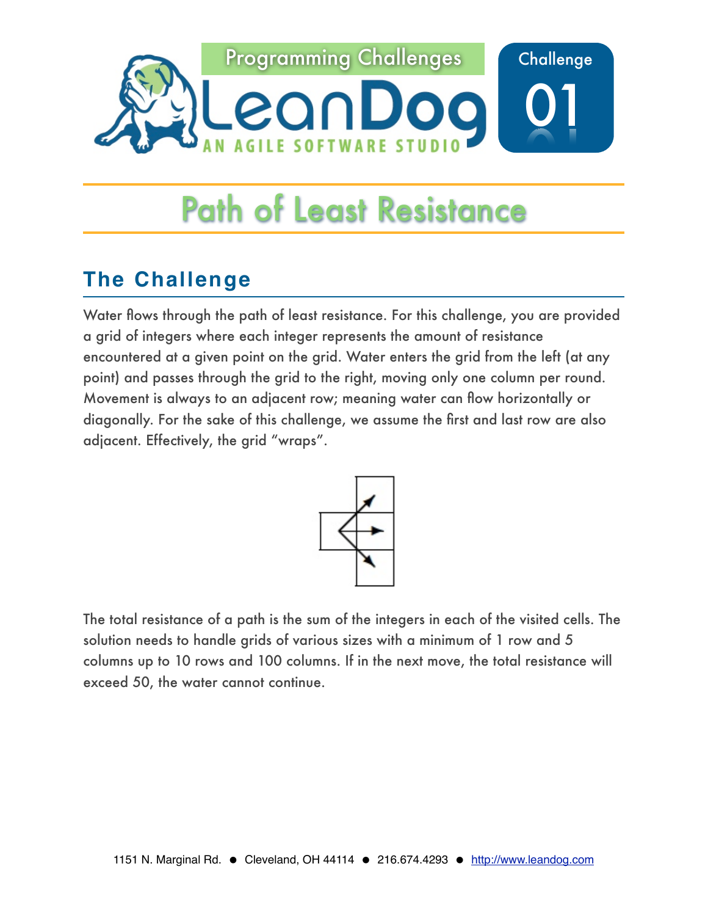Programming Challenges

Challenge 01

# Path of Least Resistance

## The Challenge

Water flows through the path of least resistance. For this challenge, you are provided a grid of integers where each integer represents the amount of resistance encountered at a given point on the grid. Water enters the grid from the left (at any point) and passes through the grid to the right, moving only one column per round. Movement is always to an adjacent row; meaning water can flow horizontally or diagonally. For the sake of this challenge, we assume the first and last row are also adjacent. Effectively, the grid "wraps".

The total resistance of a path is the sum of the integers in each of the visited cells. The solution needs to handle grids of various sizes with a minimum of 1 row and 5 columns up to 10 rows and 100 columns. If in the next move, the total resistance will exceed 50, the water cannot continue.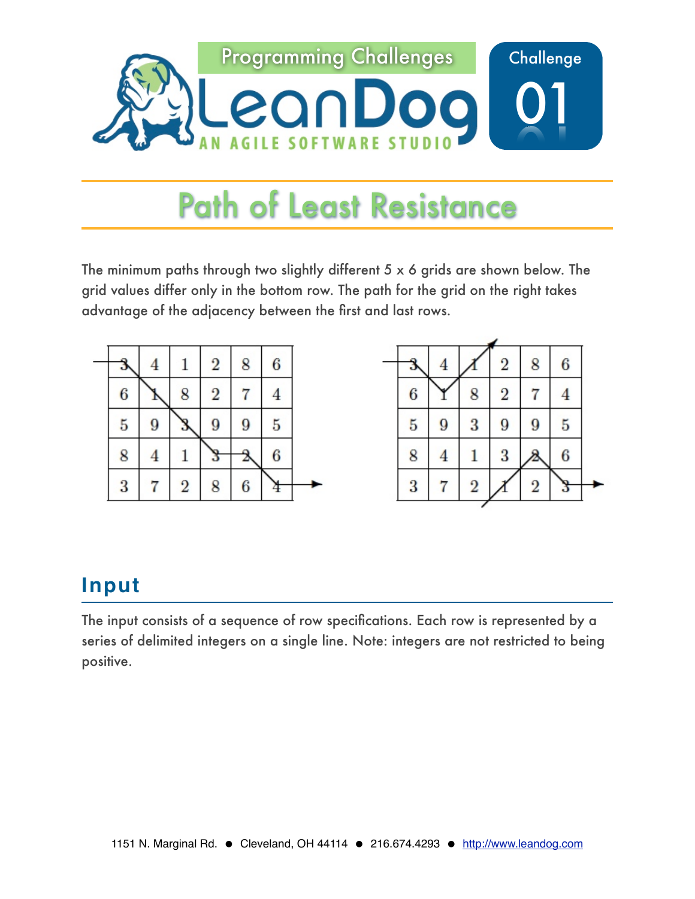Programming Challenges

LeanDog — AN AGILE SOFTWARE STUDIO

Challenge 01

# Path of Least Resistance

The minimum paths through two slightly different 5 x 6 grids are shown below. The grid values differ only in the bottom row. The path for the grid on the right takes advantage of the adjacency between the first and last rows.

| 3 | 4 | 1 | 2 | 8 | 6 |
|---|---|---|---|---|---|
| 6 | 1 | 8 | 2 | 7 | 4 |
| 5 | 9 | 3 | 9 | 9 | 5 |
| 8 | 4 | 1 | 3 | 2 | 6 |
| 3 | 7 | 2 | 8 | 6 | 4 |

| 3 | 4 | 1 | 2 | 8 | 6 |
|---|---|---|---|---|---|
| 6 | 1 | 8 | 2 | 7 | 4 |
| 5 | 9 | 3 | 9 | 9 | 5 |
| 8 | 4 | 1 | 3 | 2 | 6 |
| 3 | 7 | 2 | 1 | 2 | 3 |

## Input

The input consists of a sequence of row specifications. Each row is represented by a series of delimited integers on a single line. Note: integers are not restricted to being positive.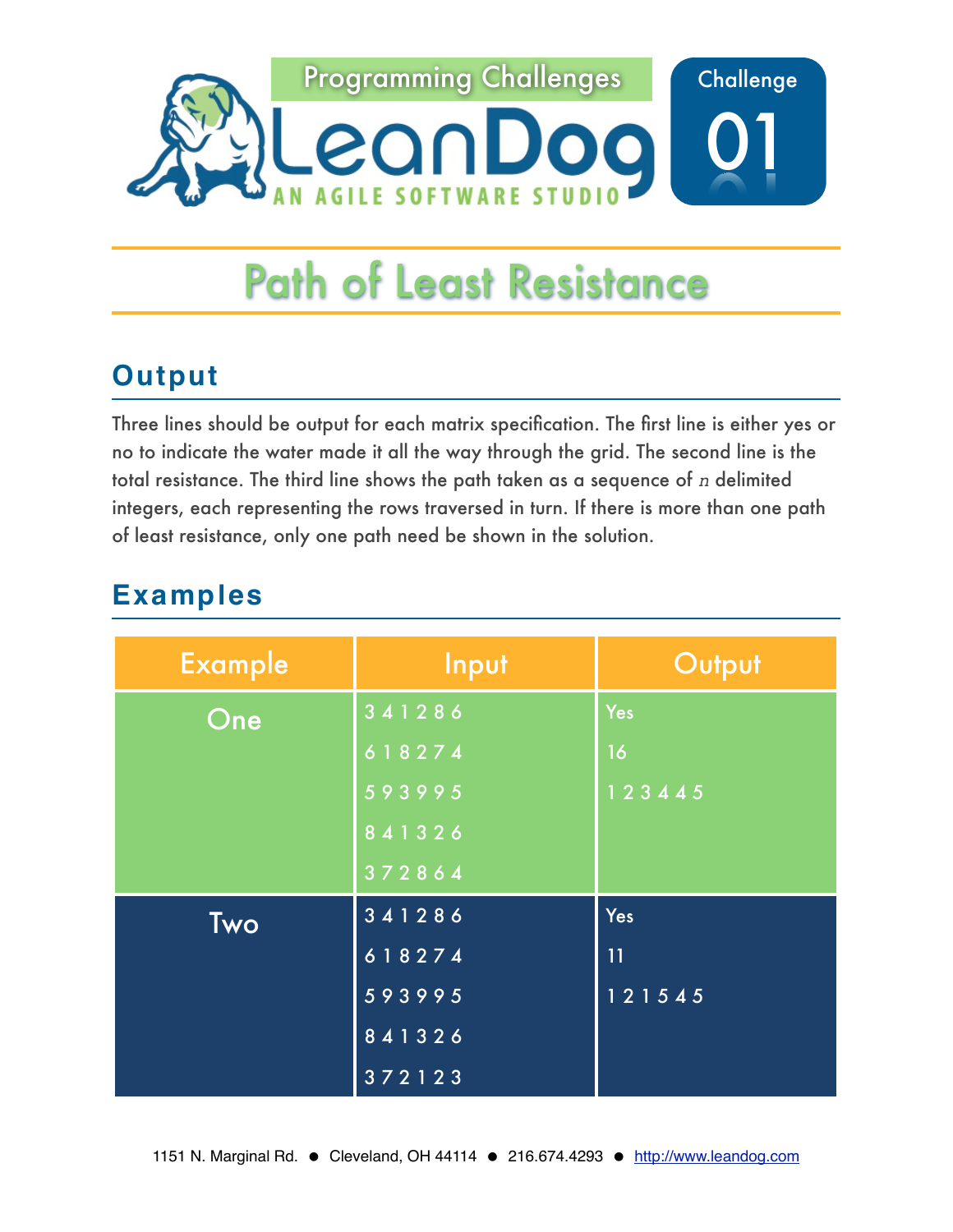# Path of Least Resistance

## Output

Three lines should be output for each matrix specification. The first line is either yes or no to indicate the water made it all the way through the grid. The second line is the total resistance. The third line shows the path taken as a sequence of $n$ delimited integers, each representing the rows traversed in turn. If there is more than one path of least resistance, only one path need be shown in the solution.

## Examples

| Example | Input | Output |
|---|---|---|
| One | 3 4 1 2 8 6<br>6 1 8 2 7 4<br>5 9 3 9 9 5<br>8 4 1 3 2 6<br>3 7 2 8 6 4 | Yes<br>16<br>1 2 3 4 4 5 |
| Two | 3 4 1 2 8 6<br>6 1 8 2 7 4<br>5 9 3 9 9 5<br>8 4 1 3 2 6<br>3 7 2 1 2 3 | Yes<br>11<br>1 2 1 5 4 5 |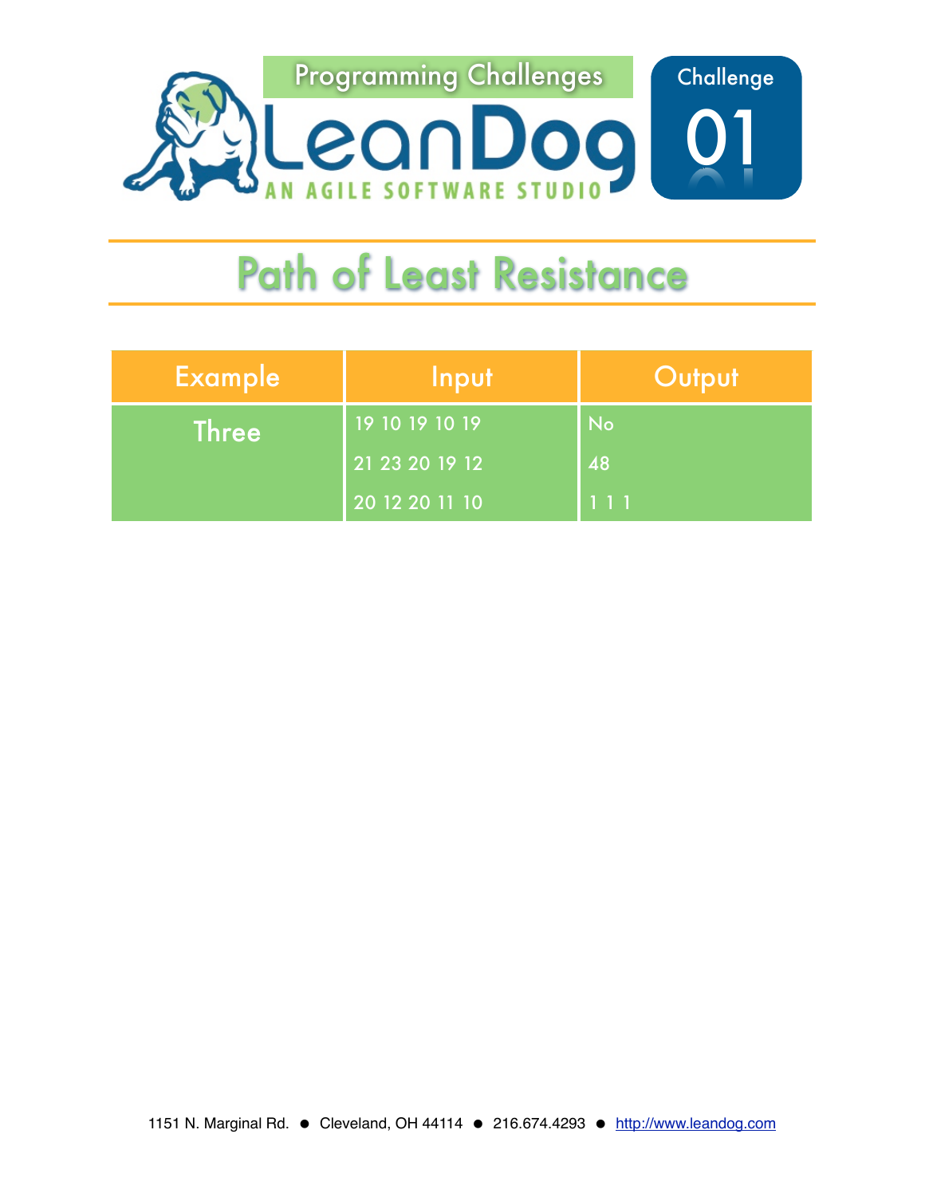# Path of Least Resistance

| Example | Input | Output |
| --- | --- | --- |
| Three | 19 10 19 10 19 | No |
| | 21 23 20 19 12 | 48 |
| | 20 12 20 11 10 | 1 1 1 |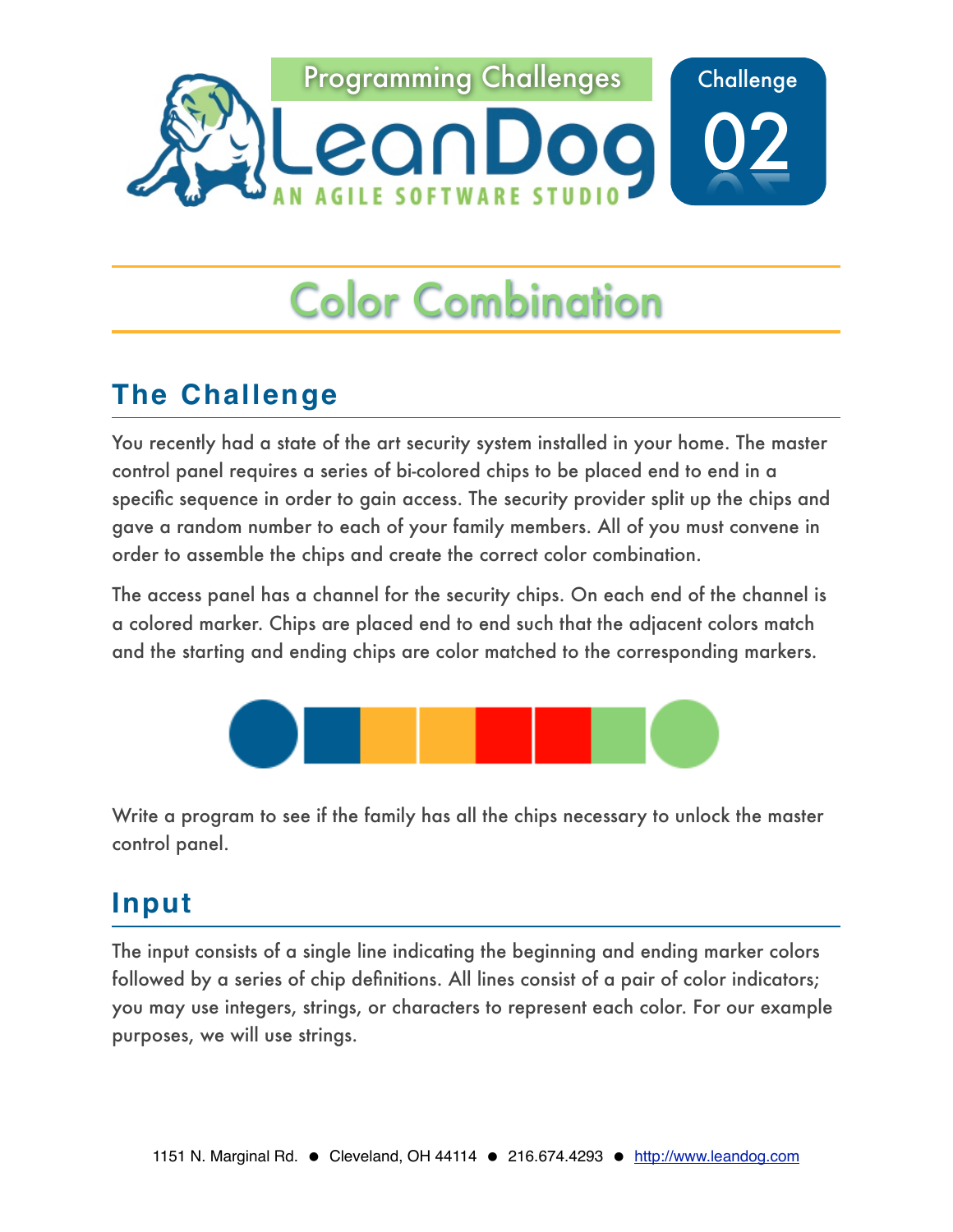Programming Challenges

LeanDog

AN AGILE SOFTWARE STUDIO

Challenge 02

# Color Combination

## The Challenge

You recently had a state of the art security system installed in your home. The master control panel requires a series of bi-colored chips to be placed end to end in a specific sequence in order to gain access. The security provider split up the chips and gave a random number to each of your family members. All of you must convene in order to assemble the chips and create the correct color combination.

The access panel has a channel for the security chips. On each end of the channel is a colored marker. Chips are placed end to end such that the adjacent colors match and the starting and ending chips are color matched to the corresponding markers.

Write a program to see if the family has all the chips necessary to unlock the master control panel.

## Input

The input consists of a single line indicating the beginning and ending marker colors followed by a series of chip definitions. All lines consist of a pair of color indicators; you may use integers, strings, or characters to represent each color. For our example purposes, we will use strings.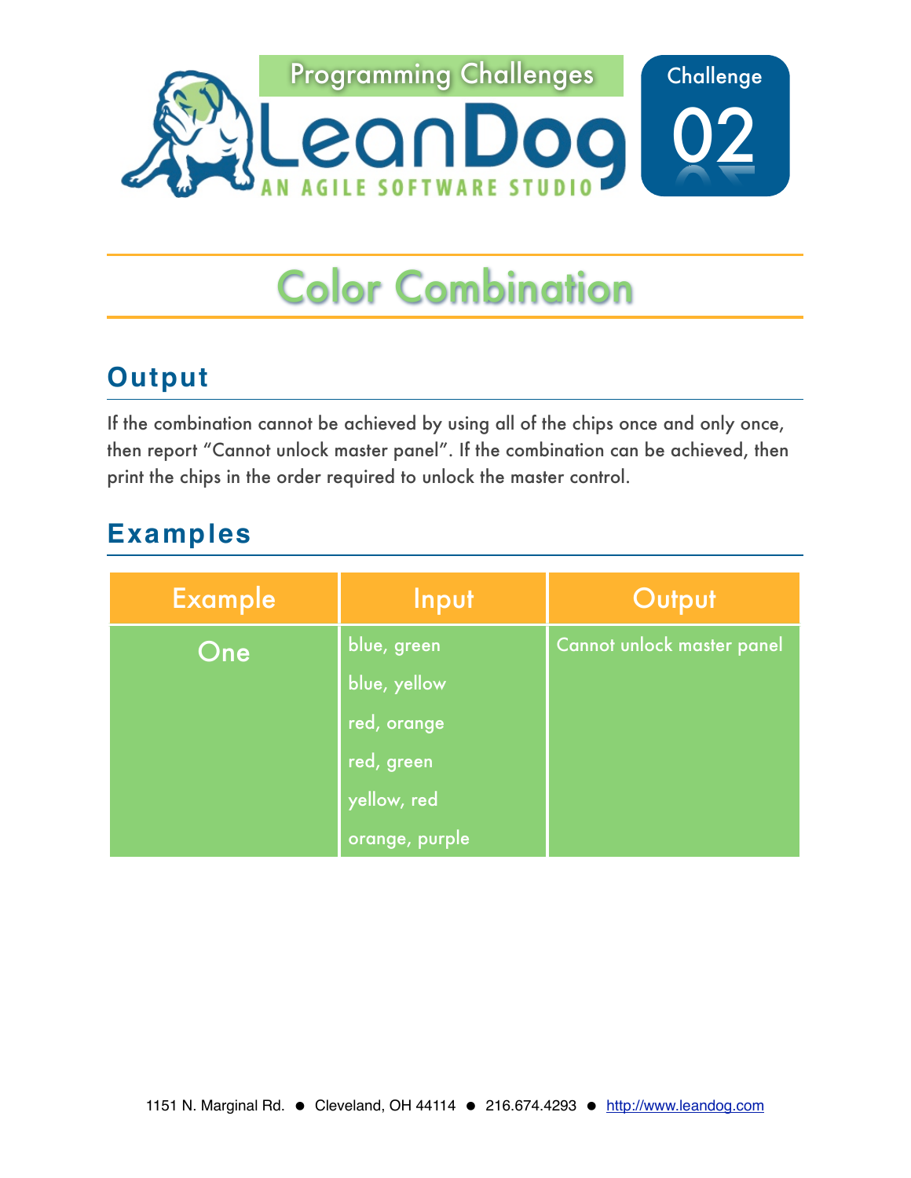Programming Challenges

LeanDog

AN AGILE SOFTWARE STUDIO

Challenge 02

# Color Combination

## Output

If the combination cannot be achieved by using all of the chips once and only once, then report "Cannot unlock master panel". If the combination can be achieved, then print the chips in the order required to unlock the master control.

## Examples

| Example | Input | Output |
| --- | --- | --- |
| One | blue, green<br>blue, yellow<br>red, orange<br>red, green<br>yellow, red<br>orange, purple | Cannot unlock master panel |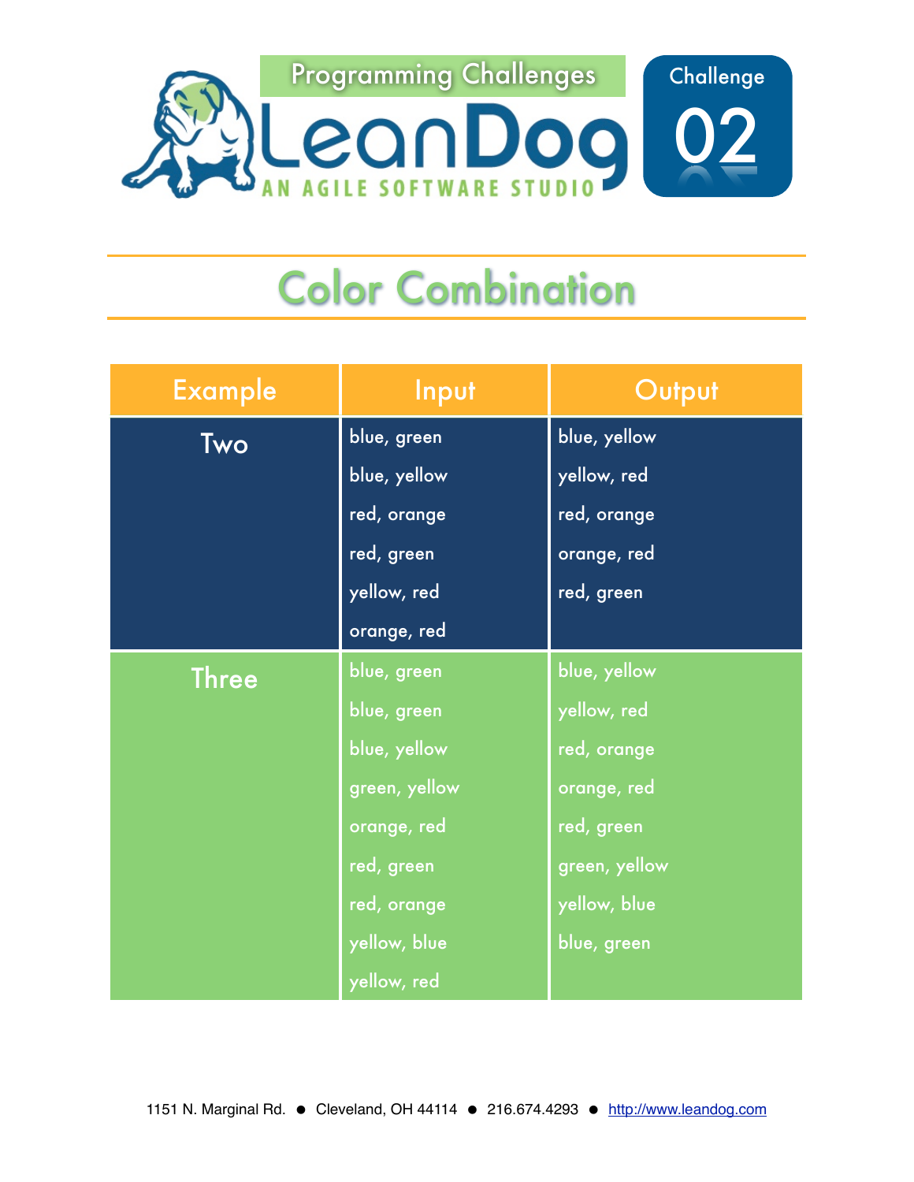Programming Challenges

LeanDog

AN AGILE SOFTWARE STUDIO

Challenge 02

# Color Combination

| Example | Input | Output |
| --- | --- | --- |
| Two | blue, green<br>blue, yellow<br>red, orange<br>red, green<br>yellow, red<br>orange, red | blue, yellow<br>yellow, red<br>red, orange<br>orange, red<br>red, green |
| Three | blue, green<br>blue, green<br>blue, yellow<br>green, yellow<br>orange, red<br>red, green<br>red, orange<br>yellow, blue<br>yellow, red | blue, yellow<br>yellow, red<br>red, orange<br>orange, red<br>red, green<br>green, yellow<br>yellow, blue<br>blue, green |

1151 N. Marginal Rd. ● Cleveland, OH 44114 ● 216.674.4293 ● http://www.leandog.com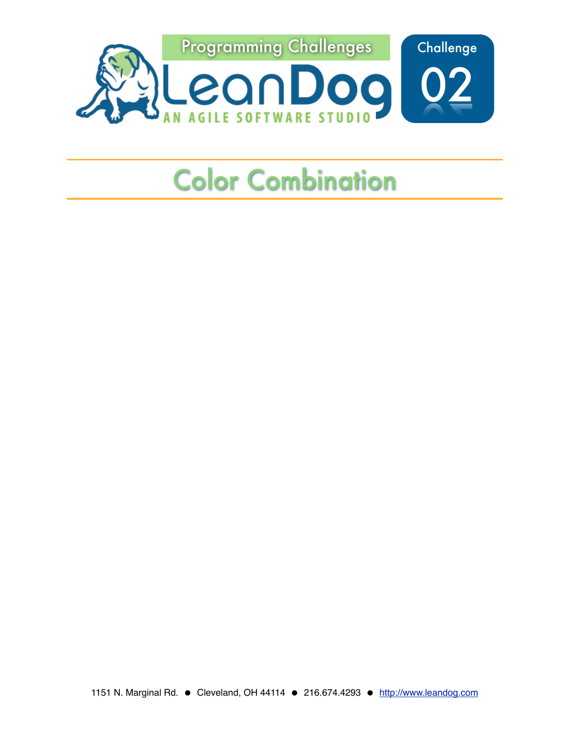Programming Challenges

LeanDog

AN AGILE SOFTWARE STUDIO

Challenge

02

# Color Combination